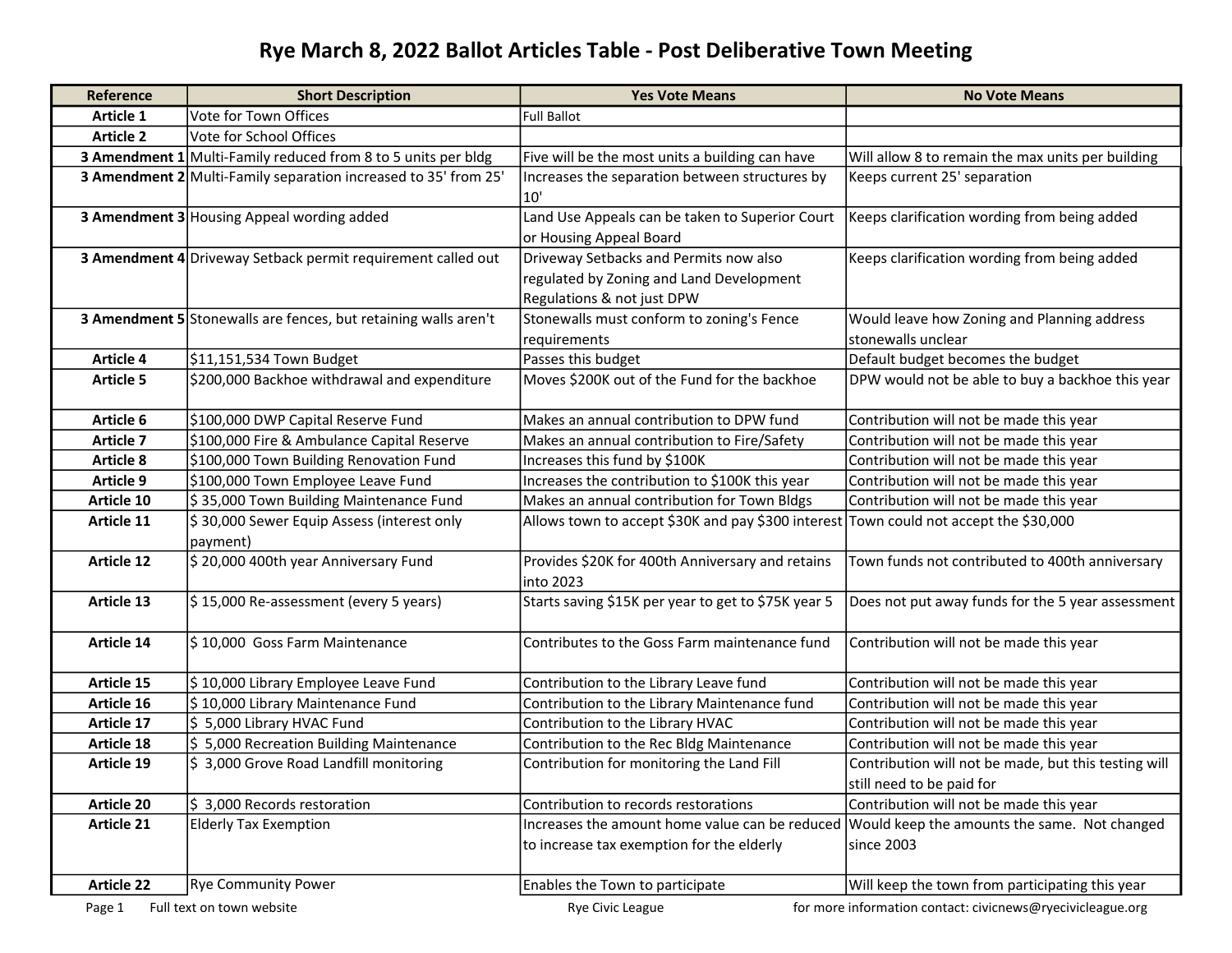# Rye March 8, 2022 Ballot Articles Table - Post Deliberative Town Meeting

| Reference | Short Description | Yes Vote Means | No Vote Means |
|---|---|---|---|
| **Article 1** | Vote for Town Offices | Full Ballot | |
| **Article 2** | Vote for School Offices | | |
| **3 Amendment 1** | Multi-Family reduced from 8 to 5 units per bldg | Five will be the most units a building can have | Will allow 8 to remain the max units per building |
| **3 Amendment 2** | Multi-Family separation increased to 35' from 25' | Increases the separation between structures by 10' | Keeps current 25' separation |
| **3 Amendment 3** | Housing Appeal wording added | Land Use Appeals can be taken to Superior Court or Housing Appeal Board | Keeps clarification wording from being added |
| **3 Amendment 4** | Driveway Setback permit requirement called out | Driveway Setbacks and Permits now also regulated by Zoning and Land Development Regulations & not just DPW | Keeps clarification wording from being added |
| **3 Amendment 5** | Stonewalls are fences, but retaining walls aren't | Stonewalls must conform to zoning's Fence requirements | Would leave how Zoning and Planning address stonewalls unclear |
| **Article 4** | $11,151,534 Town Budget | Passes this budget | Default budget becomes the budget |
| **Article 5** | $200,000 Backhoe withdrawal and expenditure | Moves $200K out of the Fund for the backhoe | DPW would not be able to buy a backhoe this year |
| **Article 6** | $100,000 DWP Capital Reserve Fund | Makes an annual contribution to DPW fund | Contribution will not be made this year |
| **Article 7** | $100,000 Fire & Ambulance Capital Reserve | Makes an annual contribution to Fire/Safety | Contribution will not be made this year |
| **Article 8** | $100,000 Town Building Renovation Fund | Increases this fund by $100K | Contribution will not be made this year |
| **Article 9** | $100,000 Town Employee Leave Fund | Increases the contribution to $100K this year | Contribution will not be made this year |
| **Article 10** | $ 35,000 Town Building Maintenance Fund | Makes an annual contribution for Town Bldgs | Contribution will not be made this year |
| **Article 11** | $ 30,000 Sewer Equip Assess (interest only payment) | Allows town to accept $30K and pay $300 interest | Town could not accept the $30,000 |
| **Article 12** | $ 20,000 400th year Anniversary Fund | Provides $20K for 400th Anniversary and retains into 2023 | Town funds not contributed to 400th anniversary |
| **Article 13** | $ 15,000 Re-assessment (every 5 years) | Starts saving $15K per year to get to $75K year 5 | Does not put away funds for the 5 year assessment |
| **Article 14** | $ 10,000 Goss Farm Maintenance | Contributes to the Goss Farm maintenance fund | Contribution will not be made this year |
| **Article 15** | $ 10,000 Library Employee Leave Fund | Contribution to the Library Leave fund | Contribution will not be made this year |
| **Article 16** | $ 10,000 Library Maintenance Fund | Contribution to the Library Maintenance fund | Contribution will not be made this year |
| **Article 17** | $ 5,000 Library HVAC Fund | Contribution to the Library HVAC | Contribution will not be made this year |
| **Article 18** | $ 5,000 Recreation Building Maintenance | Contribution to the Rec Bldg Maintenance | Contribution will not be made this year |
| **Article 19** | $ 3,000 Grove Road Landfill monitoring | Contribution for monitoring the Land Fill | Contribution will not be made, but this testing will still need to be paid for |
| **Article 20** | $ 3,000 Records restoration | Contribution to records restorations | Contribution will not be made this year |
| **Article 21** | Elderly Tax Exemption | Increases the amount home value can be reduced to increase tax exemption for the elderly | Would keep the amounts the same. Not changed since 2003 |
| **Article 22** | Rye Community Power | Enables the Town to participate | Will keep the town from participating this year |

Full text on town website Rye Civic League for more information contact: civicnews@ryecivicleague.org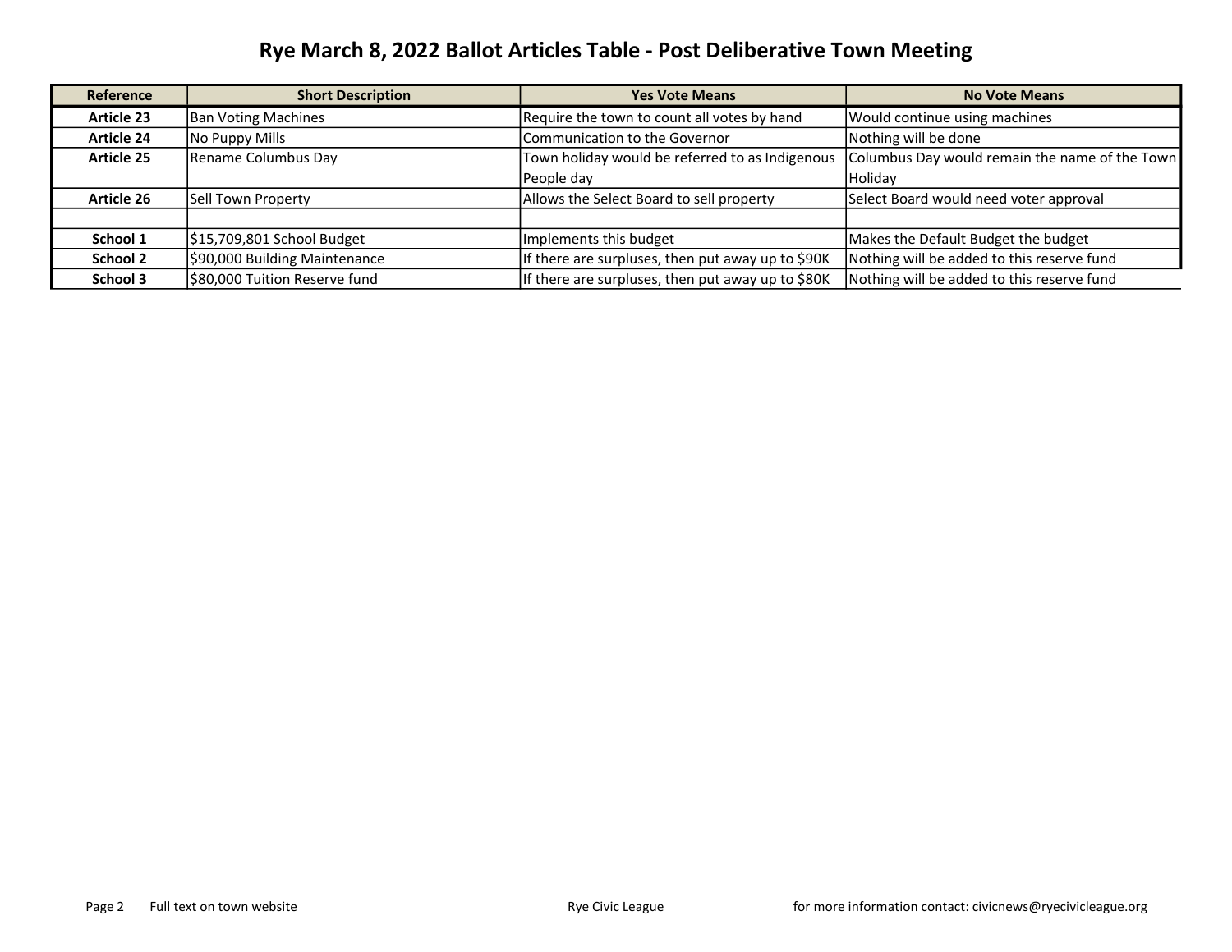# Rye March 8, 2022 Ballot Articles Table - Post Deliberative Town Meeting

| Reference | Short Description | Yes Vote Means | No Vote Means |
|---|---|---|---|
| **Article 23** | Ban Voting Machines | Require the town to count all votes by hand | Would continue using machines |
| **Article 24** | No Puppy Mills | Communication to the Governor | Nothing will be done |
| **Article 25** | Rename Columbus Day | Town holiday would be referred to as Indigenous People day | Columbus Day would remain the name of the Town Holiday |
| **Article 26** | Sell Town Property | Allows the Select Board to sell property | Select Board would need voter approval |
| | | | |
| **School 1** | $15,709,801 School Budget | Implements this budget | Makes the Default Budget the budget |
| **School 2** | $90,000 Building Maintenance | If there are surpluses, then put away up to $90K | Nothing will be added to this reserve fund |
| **School 3** | $80,000 Tuition Reserve fund | If there are surpluses, then put away up to $80K | Nothing will be added to this reserve fund |

Full text on town website

Rye Civic League

for more information contact: civicnews@ryecivicleague.org